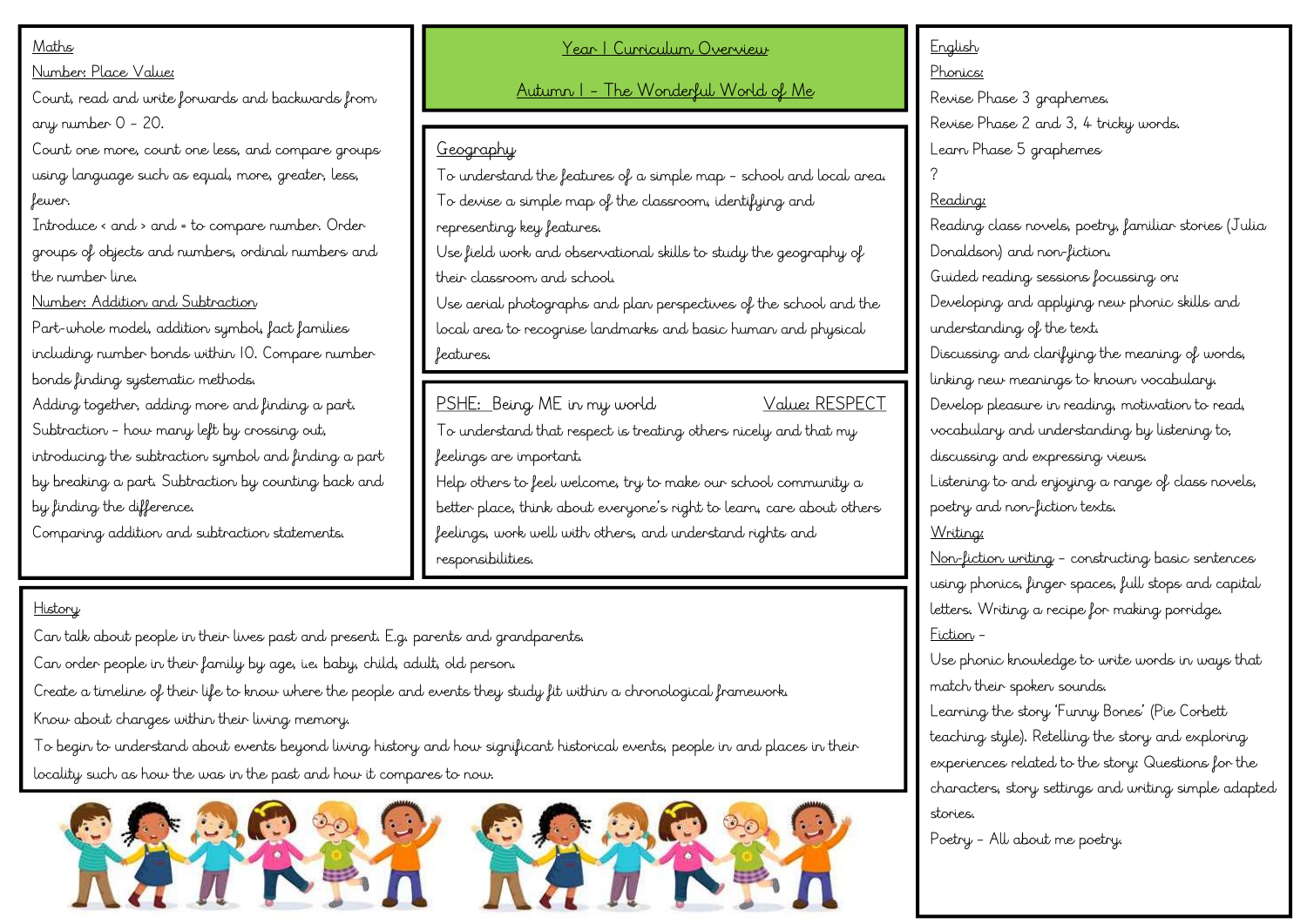# Year 1 Curriculum Overview

## Autumn 1 – The Wonderful World of Me

## Maths

### Number: Place Value:

Count, read and write forwards and backwards from any number 0 – 20.

Count one more, count one less, and compare groups using language such as equal, more, greater, less, fewer.

Introduce < and > and = to compare number. Order groups of objects and numbers, ordinal numbers and the number line.

### Number: Addition and Subtraction

Part-whole model, addition symbol, fact families including number bonds within 10. Compare number bonds finding systematic methods.

Adding together, adding more and finding a part.

Subtraction – how many left by crossing out, introducing the subtraction symbol and finding a part by breaking a part. Subtraction by counting back and by finding the difference.

Comparing addition and subtraction statements.

## Geography

To understand the features of a simple map – school and local area.

To devise a simple map of the classroom, identifying and representing key features.

Use field work and observational skills to study the geography of their classroom and school.

Use aerial photographs and plan perspectives of the school and the local area to recognise landmarks and basic human and physical features.

## PSHE: Being ME in my world — Value: RESPECT

To understand that respect is treating others nicely and that my feelings are important.

Help others to feel welcome, try to make our school community a better place, think about everyone's right to learn, care about others feelings, work well with others, and understand rights and responsibilities.

## History

Can talk about people in their lives past and present. E.g. parents and grandparents.

Can order people in their family by age, i.e. baby, child, adult, old person.

Create a timeline of their life to know where the people and events they study fit within a chronological framework.

Know about changes within their living memory.

To begin to understand about events beyond living history and how significant historical events, people in and places in their locality such as how the was in the past and how it compares to now.

## English

### Phonics:

Revise Phase 3 graphemes.

Revise Phase 2 and 3, 4 tricky words.

Learn Phase 5 graphemes

?

### Reading:

Reading class novels, poetry, familiar stories (Julia Donaldson) and non-fiction.

Guided reading sessions focussing on:

Developing and applying new phonic skills and understanding of the text.

Discussing and clarifying the meaning of words, linking new meanings to known vocabulary.

Develop pleasure in reading, motivation to read, vocabulary and understanding by listening to, discussing and expressing views.

Listening to and enjoying a range of class novels, poetry and non-fiction texts.

### Writing:

Non-fiction writing – constructing basic sentences using phonics, finger spaces, full stops and capital letters. Writing a recipe for making porridge.

Fiction –

Use phonic knowledge to write words in ways that match their spoken sounds.

Learning the story 'Funny Bones' (Pie Corbett teaching style). Retelling the story and exploring experiences related to the story: Questions for the characters, story settings and writing simple adapted stories.

Poetry – All about me poetry.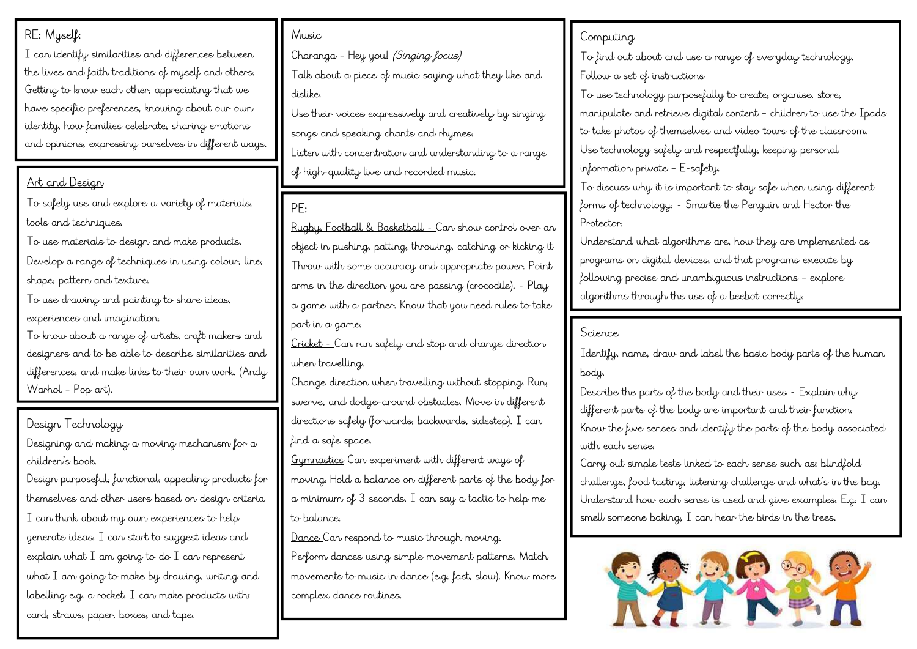## RE: Myself:

I can identify similarities and differences between the lives and faith traditions of myself and others. Getting to know each other, appreciating that we have specific preferences, knowing about our own identity, how families celebrate, sharing emotions and opinions, expressing ourselves in different ways.

## Art and Design

To safely use and explore a variety of materials, tools and techniques.

To use materials to design and make products.

Develop a range of techniques in using colour, line, shape, pattern and texture.

To use drawing and painting to share ideas, experiences and imagination.

To know about a range of artists, craft makers and designers and to be able to describe similarities and differences, and make links to their own work. (Andy Warhol – Pop art).

## Design Technology

Designing and making a moving mechanism for a children's book.

Design purposeful, functional, appealing products for themselves and other users based on design criteria

I can think about my own experiences to help generate ideas. I can start to suggest ideas and explain what I am going to do I can represent what I am going to make by drawing, writing and labelling e.g. a rocket. I can make products with: card, straws, paper, boxes, and tape.

## Music

Charanga – Hey you! *(Singing focus)*

Talk about a piece of music saying what they like and dislike.

Use their voices expressively and creatively by singing songs and speaking chants and rhymes.

Listen with concentration and understanding to a range of high-quality live and recorded music.

## PE:

Rugby, Football & Basketball - Can show control over an object in pushing, patting, throwing, catching or kicking it Throw with some accuracy and appropriate power. Point arms in the direction you are passing (crocodile). - Play a game with a partner. Know that you need rules to take part in a game.

Cricket - Can run safely and stop and change direction when travelling.

Change direction when travelling without stopping. Run, swerve, and dodge-around obstacles. Move in different directions safely (forwards, backwards, sidestep). I can find a safe space.

Gymnastics Can experiment with different ways of moving. Hold a balance on different parts of the body for a minimum of 3 seconds. I can say a tactic to help me to balance.

Dance Can respond to music through moving.

Perform dances using simple movement patterns. Match movements to music in dance (e.g. fast, slow). Know more complex dance routines.

## Computing

To find out about and use a range of everyday technology.

Follow a set of instructions

To use technology purposefully to create, organise, store, manipulate and retrieve digital content – children to use the Ipads to take photos of themselves and video tours of the classroom.

Use technology safely and respectfully, keeping personal information private – E-safety.

To discuss why it is important to stay safe when using different forms of technology. - Smartie the Penguin and Hector the Protector.

Understand what algorithms are, how they are implemented as programs on digital devices, and that programs execute by following precise and unambiguous instructions – explore algorithms through the use of a beebot correctly.

## Science

Identify, name, draw and label the basic body parts of the human body.

Describe the parts of the body and their uses - Explain why different parts of the body are important and their function.

Know the five senses and identify the parts of the body associated with each sense.

Carry out simple tests linked to each sense such as: blindfold challenge, food tasting, listening challenge and what's in the bag.

Understand how each sense is used and give examples. E.g. I can smell someone baking, I can hear the birds in the trees.